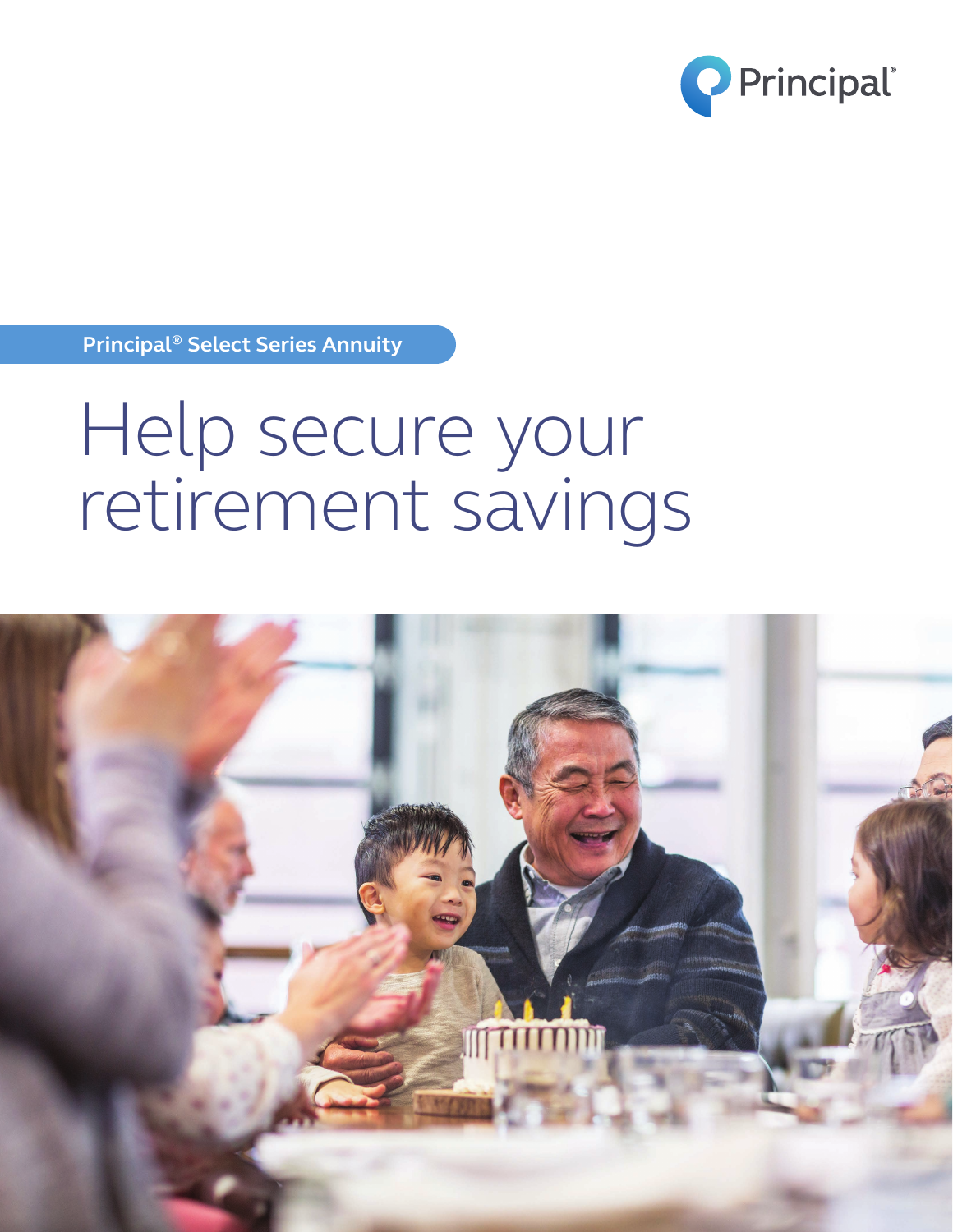Principal®

**Principal® Select Series Annuity**

# Help secure your retirement savings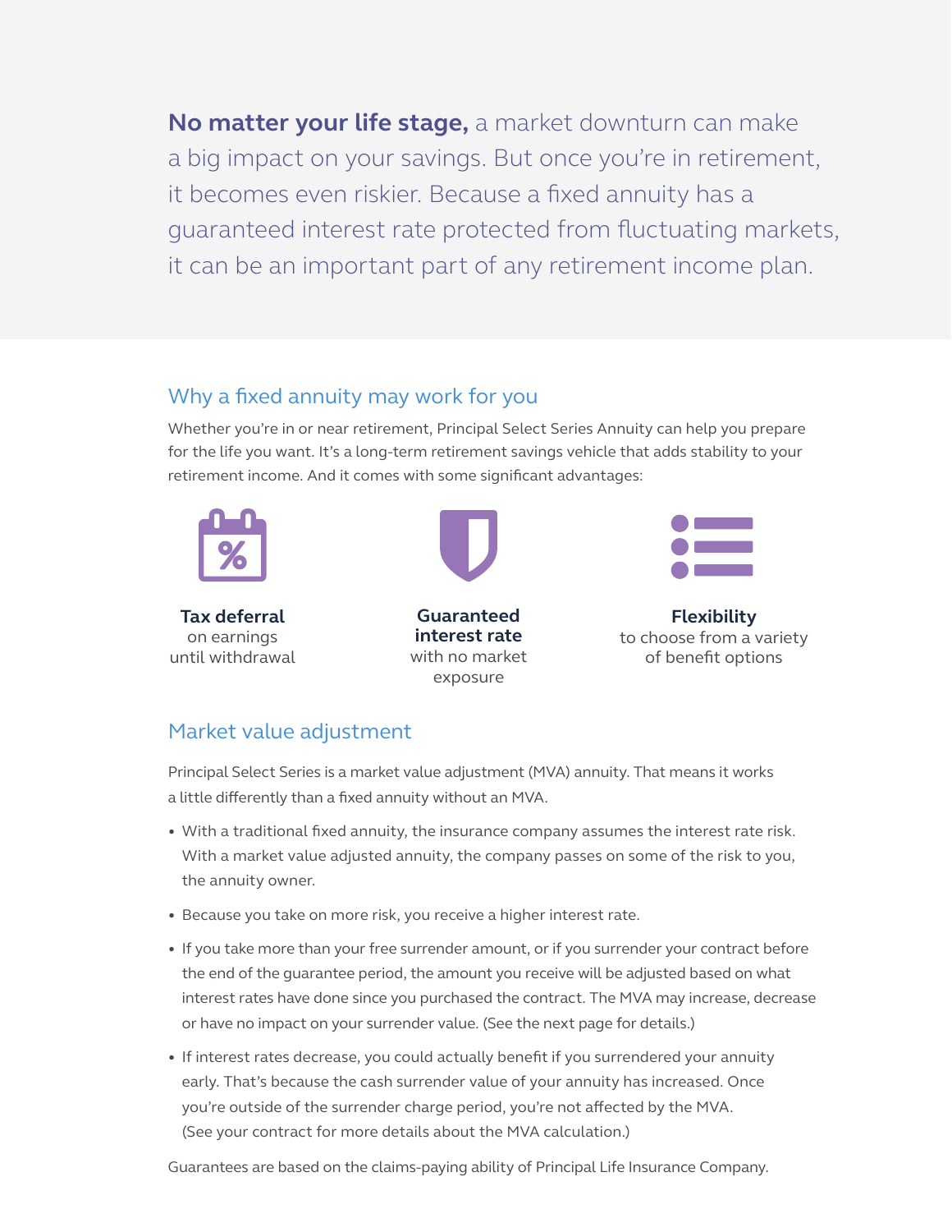**No matter your life stage,** a market downturn can make a big impact on your savings. But once you're in retirement, it becomes even riskier. Because a fixed annuity has a guaranteed interest rate protected from fluctuating markets, it can be an important part of any retirement income plan.

## Why a fixed annuity may work for you

Whether you're in or near retirement, Principal Select Series Annuity can help you prepare for the life you want. It's a long-term retirement savings vehicle that adds stability to your retirement income. And it comes with some significant advantages:

**Tax deferral** on earnings until withdrawal

**Guaranteed interest rate** with no market exposure

**Flexibility** to choose from a variety of benefit options

## Market value adjustment

Principal Select Series is a market value adjustment (MVA) annuity. That means it works a little differently than a fixed annuity without an MVA.

- With a traditional fixed annuity, the insurance company assumes the interest rate risk. With a market value adjusted annuity, the company passes on some of the risk to you, the annuity owner.
- Because you take on more risk, you receive a higher interest rate.
- If you take more than your free surrender amount, or if you surrender your contract before the end of the guarantee period, the amount you receive will be adjusted based on what interest rates have done since you purchased the contract. The MVA may increase, decrease or have no impact on your surrender value. (See the next page for details.)
- If interest rates decrease, you could actually benefit if you surrendered your annuity early. That's because the cash surrender value of your annuity has increased. Once you're outside of the surrender charge period, you're not affected by the MVA. (See your contract for more details about the MVA calculation.)

Guarantees are based on the claims-paying ability of Principal Life Insurance Company.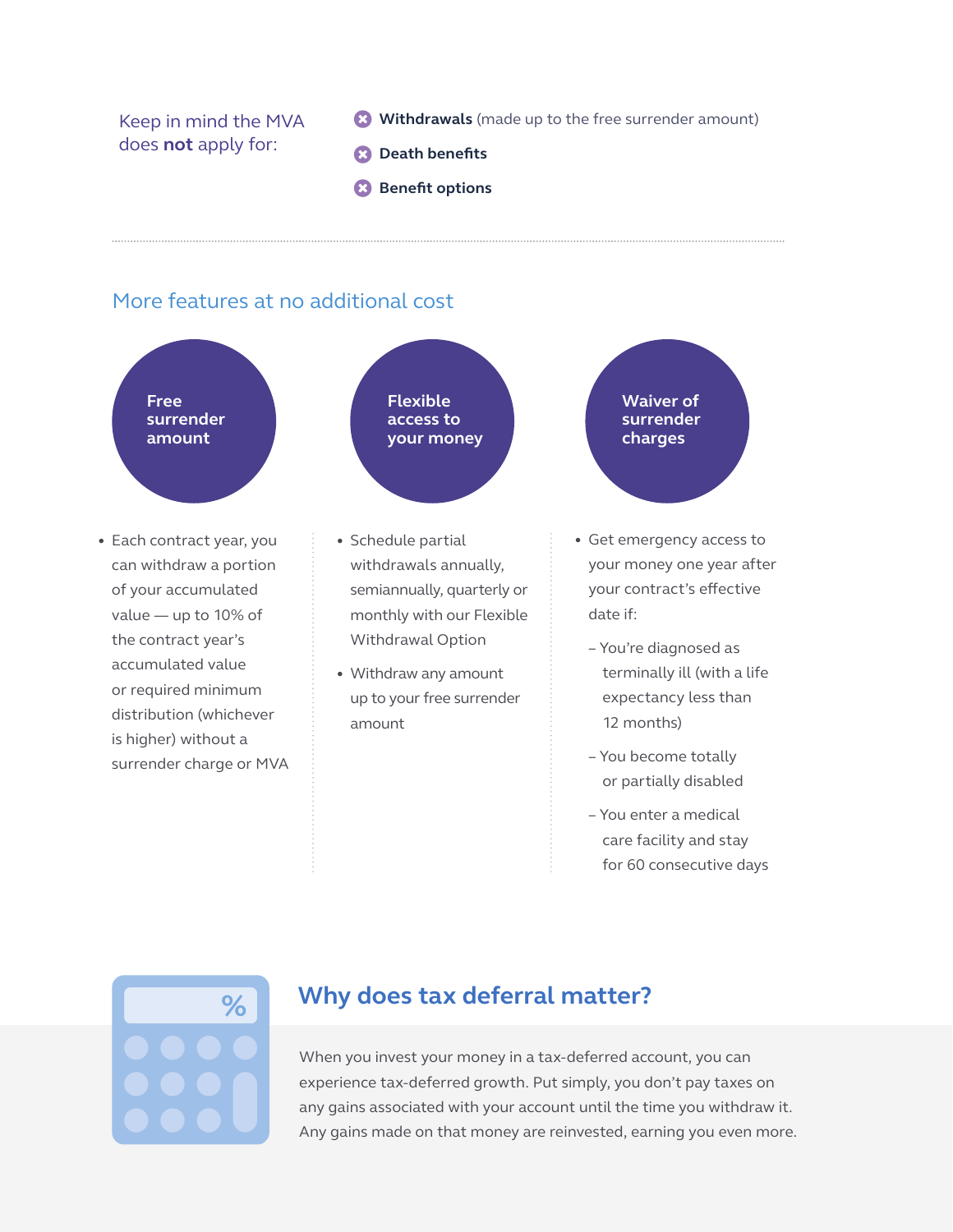Keep in mind the MVA does **not** apply for:

- **Withdrawals** (made up to the free surrender amount)
- **Death benefits**
- **Benefit options**

## More features at no additional cost

### Free surrender amount

- Each contract year, you can withdraw a portion of your accumulated value — up to 10% of the contract year's accumulated value or required minimum distribution (whichever is higher) without a surrender charge or MVA

### Flexible access to your money

- Schedule partial withdrawals annually, semiannually, quarterly or monthly with our Flexible Withdrawal Option
- Withdraw any amount up to your free surrender amount

### Waiver of surrender charges

- Get emergency access to your money one year after your contract's effective date if:
  - You're diagnosed as terminally ill (with a life expectancy less than 12 months)
  - You become totally or partially disabled
  - You enter a medical care facility and stay for 60 consecutive days

## Why does tax deferral matter?

When you invest your money in a tax-deferred account, you can experience tax-deferred growth. Put simply, you don't pay taxes on any gains associated with your account until the time you withdraw it. Any gains made on that money are reinvested, earning you even more.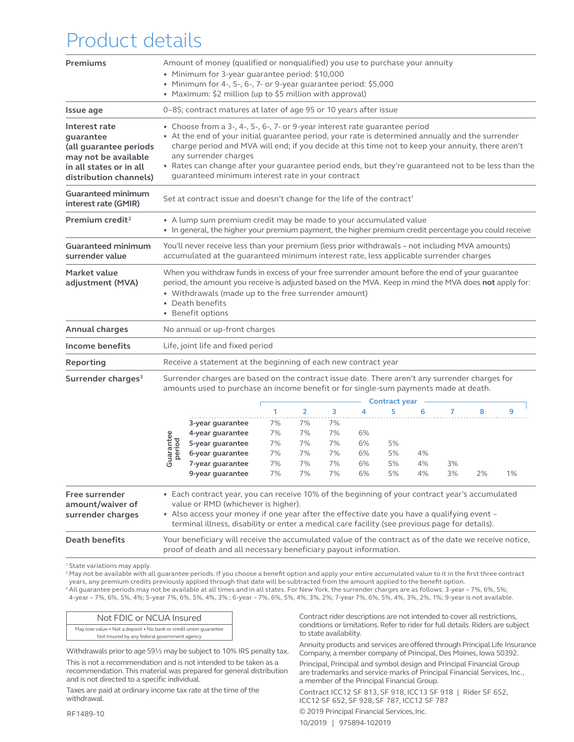# Product details

| | |
|---|---|
| **Premiums** | Amount of money (qualified or nonqualified) you use to purchase your annuity<br>• Minimum for 3-year guarantee period: $10,000<br>• Minimum for 4-, 5-, 6-, 7- or 9-year guarantee period: $5,000<br>• Maximum: $2 million (up to $5 million with approval) |
| **Issue age** | 0–85; contract matures at later of age 95 or 10 years after issue |
| **Interest rate guarantee (all guarantee periods may not be available in all states or in all distribution channels)** | • Choose from a 3-, 4-, 5-, 6-, 7- or 9-year interest rate guarantee period<br>• At the end of your initial guarantee period, your rate is determined annually and the surrender charge period and MVA will end; if you decide at this time not to keep your annuity, there aren't any surrender charges<br>• Rates can change after your guarantee period ends, but they're guaranteed not to be less than the guaranteed minimum interest rate in your contract |
| **Guaranteed minimum interest rate (GMIR)** | Set at contract issue and doesn't change for the life of the contract[1] |
| **Premium credit[2]** | • A lump sum premium credit may be made to your accumulated value<br>• In general, the higher your premium payment, the higher premium credit percentage you could receive |
| **Guaranteed minimum surrender value** | You'll never receive less than your premium (less prior withdrawals – not including MVA amounts) accumulated at the guaranteed minimum interest rate, less applicable surrender charges |
| **Market value adjustment (MVA)** | When you withdraw funds in excess of your free surrender amount before the end of your guarantee period, the amount you receive is adjusted based on the MVA. Keep in mind the MVA does **not** apply for:<br>• Withdrawals (made up to the free surrender amount)<br>• Death benefits<br>• Benefit options |
| **Annual charges** | No annual or up-front charges |
| **Income benefits** | Life, joint life and fixed period |
| **Reporting** | Receive a statement at the beginning of each new contract year |
| **Surrender charges[3]** | Surrender charges are based on the contract issue date. There aren't any surrender charges for amounts used to purchase an income benefit or for single-sum payments made at death. |

| Guarantee period | Contract year 1 | 2 | 3 | 4 | 5 | 6 | 7 | 8 | 9 |
|---|---|---|---|---|---|---|---|---|---|
| **3-year guarantee** | 7% | 7% | 7% | | | | | | |
| **4-year guarantee** | 7% | 7% | 7% | 6% | | | | | |
| **5-year guarantee** | 7% | 7% | 7% | 6% | 5% | | | | |
| **6-year guarantee** | 7% | 7% | 7% | 6% | 5% | 4% | | | |
| **7-year guarantee** | 7% | 7% | 7% | 6% | 5% | 4% | 3% | | |
| **9-year guarantee** | 7% | 7% | 7% | 6% | 5% | 4% | 3% | 2% | 1% |

| | |
|---|---|
| **Free surrender amount/waiver of surrender charges** | • Each contract year, you can receive 10% of the beginning of your contract year's accumulated value or RMD (whichever is higher).<br>• Also access your money if one year after the effective date you have a qualifying event – terminal illness, disability or enter a medical care facility (see previous page for details). |
| **Death benefits** | Your beneficiary will receive the accumulated value of the contract as of the date we receive notice, proof of death and all necessary beneficiary payout information. |

[1] State variations may apply.
[2] May not be available with all guarantee periods. If you choose a benefit option and apply your entire accumulated value to it in the first three contract years, any premium credits previously applied through that date will be subtracted from the amount applied to the benefit option.
[3] All guarantee periods may not be available at all times and in all states. For New York, the surrender charges are as follows: 3-year – 7%, 6%, 5%; 4-year – 7%, 6%, 5%, 4%; 5-year 7%, 6%, 5%, 4%, 3% ; 6-year – 7%, 6%, 5%, 4%, 3%, 2%; 7-year 7%, 6%, 5%, 4%, 3%, 2%, 1%; 9-year is not available.

Not FDIC or NCUA Insured
May lose value • Not a deposit • No bank or credit union guarantee
Not insured by any federal government agency

Withdrawals prior to age 59½ may be subject to 10% IRS penalty tax.

This is not a recommendation and is not intended to be taken as a recommendation. This material was prepared for general distribution and is not directed to a specific individual.

Taxes are paid at ordinary income tax rate at the time of the withdrawal.

RF1489-10

Contract rider descriptions are not intended to cover all restrictions, conditions or limitations. Refer to rider for full details. Riders are subject to state availability.

Annuity products and services are offered through Principal Life Insurance Company, a member company of Principal, Des Moines, Iowa 50392.

Principal, Principal and symbol design and Principal Financial Group are trademarks and service marks of Principal Financial Services, Inc., a member of the Principal Financial Group.

Contract ICC12 SF 813, SF 918, ICC13 SF 918 | Rider SF 652, ICC12 SF 652, SF 928, SF 787, ICC12 SF 787

© 2019 Principal Financial Services, Inc.

10/2019 | 975894-102019